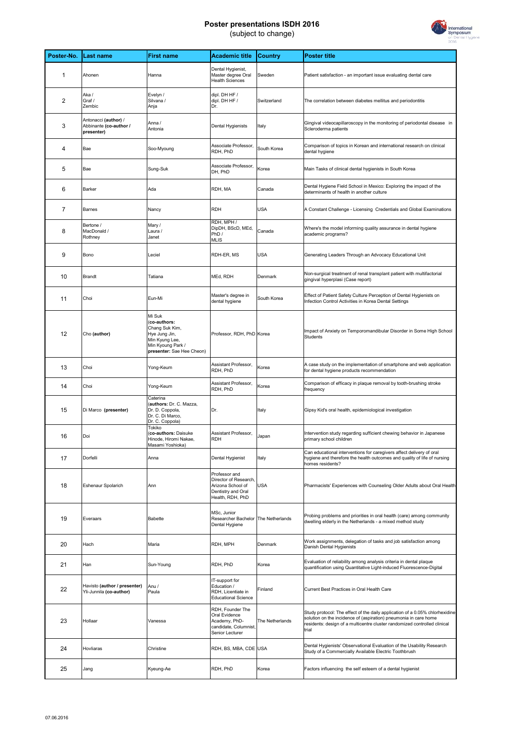# Poster presentations ISDH 2016

(subject to change)

| Poster-No. | Last name | First name | Academic title | Country | Poster title |
|---|---|---|---|---|---|
| 1 | Ahonen | Hanna | Dental Hygienist, Master degree Oral Health Sciences | Sweden | Patient satisfaction - an important issue evaluating dental care |
| 2 | Aka / Graf / Zembic | Evelyn / Silvana / Anja | dipl. DH HF / dipl. DH HF / Dr. | Switzerland | The correlation between diabetes mellitus and periodontitis |
| 3 | Antonacci **(author)** / Abbinante **(co-author / presenter)** | Anna / Antonia | Dental Hygienists | Italy | Gingival videocapillaroscopy in the monitoring of periodontal disease in Scleroderma patients |
| 4 | Bae | Soo-Myoung | Associate Professor, RDH, PhD | South Korea | Comparison of topics in Korean and international research on clinical dental hygiene |
| 5 | Bae | Sung-Suk | Associate Professor, DH, PhD | Korea | Main Tasks of clinical dental hygienists in South Korea |
| 6 | Barker | Ada | RDH, MA | Canada | Dental Hygiene Field School in Mexico: Exploring the impact of the determinants of health in another culture |
| 7 | Barnes | Nancy | RDH | USA | A Constant Challenge - Licensing Credentials and Global Examinations |
| 8 | Bertone / MacDonald / Rothney | Mary / Laura / Janet | RDH, MPH / DipDH, BScD, MEd, PhD / MLIS | Canada | Where's the model informing quality assurance in dental hygiene academic programs? |
| 9 | Bono | Leciel | RDH-ER, MS | USA | Generating Leaders Through an Advocacy Educational Unit |
| 10 | Brandt | Tatiana | MEd, RDH | Denmark | Non-surgical treatment of renal transplant patient with multifactorial gingival hyperplasi (Case report) |
| 11 | Choi | Eun-Mi | Master's degree in dental hygiene | South Korea | Effect of Patient Safety Culture Perception of Dental Hygienists on Infection Control Activities in Korea Dental Settings |
| 12 | Cho **(author)** | Mi Suk **(co-authors:** Chang Suk Kim, Hye Jung Jin, Min Kyung Lee, Min Kyoung Park / **presenter:** Sae Hee Cheon) | Professor, RDH, PhD | Korea | Impact of Anxiety on Temporomandibular Disorder in Some High School Students |
| 13 | Choi | Yong-Keum | Assistant Professor, RDH, PhD | Korea | A case study on the implementation of smartphone and web application for dental hygiene products recommendation |
| 14 | Choi | Yong-Keum | Assistant Professor, RDH, PhD | Korea | Comparison of efficacy in plaque removal by tooth-brushing stroke frequency |
| 15 | Di Marco **(presenter)** | Caterina **(authors:** Dr. C. Mazza, Dr. D. Coppola, Dr. C. Di Marco, Dr. C. Coppola) | Dr. | Italy | Gipsy Kid's oral health, epidemiological investigation |
| 16 | Doi | Tokiko **(co-authors:** Daisuke Hinode, Hiromi Nakae, Masami Yoshioka) | Assistant Professor, RDH | Japan | Intervention study regarding sufficient chewing behavior in Japanese primary school children |
| 17 | Dorfelli | Anna | Dental Hygienist | Italy | Can educational interventions for caregivers affect delivery of oral hygiene and therefore the health outcomes and quality of life of nursing homes residents? |
| 18 | Eshenaur Spolarich | Ann | Professor and Director of Research, Arizona School of Dentistry and Oral Health, RDH, PhD | USA | Pharmacists' Experiences with Counseling Older Adults about Oral Health |
| 19 | Everaars | Babette | MSc, Junior Researcher Bachelor Dental Hygiene | The Netherlands | Probing problems and priorities in oral health (care) among community dwelling elderly in the Netherlands - a mixed method study |
| 20 | Hach | Maria | RDH, MPH | Denmark | Work assignments, delegation of tasks and job satisfaction among Danish Dental Hygienists |
| 21 | Han | Sun-Young | RDH, PhD | Korea | Evaluation of reliability among analysis criteria in dental plaque quantification using Quantitative Light-induced Fluorescence-Digital |
| 22 | Havisto **(author / presenter)** Yli-Junnila **(co-author)** | Anu / Paula | IT-support for Education / RDH, Licentiate in Educational Science | Finland | Current Best Practices in Oral Health Care |
| 23 | Hollaar | Vanessa | RDH, Founder The Oral Evidence Academy, PhD-candidate, Columnist, Senior Lecturer | The Netherlands | Study protocol: The effect of the daily application of a 0.05% chlorhexidine solution on the incidence of (aspiration) pneumonia in care home residents: design of a multicentre cluster randomized controlled clinical trial |
| 24 | Hovliaras | Christine | RDH, BS, MBA, CDE | USA | Dental Hygienists' Observational Evaluation of the Usability Research Study of a Commercially Available Electric Toothbrush |
| 25 | Jang | Kyeung-Ae | RDH, PhD | Korea | Factors influencing the self esteem of a dental hygienist |

07.06.2016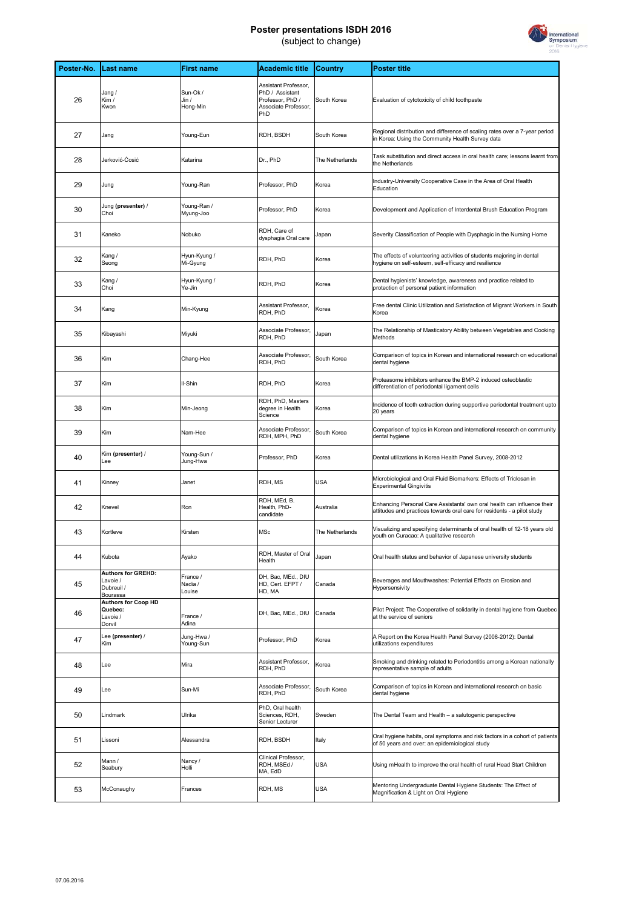# Poster presentations ISDH 2016

(subject to change)

| Poster-No. | Last name | First name | Academic title | Country | Poster title |
|---|---|---|---|---|---|
| 26 | Jang / Kim / Kwon | Sun-Ok / Jin / Hong-Min | Assistant Professor, PhD / Assistant Professor, PhD / Associate Professor, PhD | South Korea | Evaluation of cytotoxicity of child toothpaste |
| 27 | Jang | Young-Eun | RDH, BSDH | South Korea | Regional distribution and difference of scaling rates over a 7-year period in Korea: Using the Community Health Survey data |
| 28 | Jerković-Ćosić | Katarina | Dr., PhD | The Netherlands | Task substitution and direct access in oral health care; lessons learnt from the Netherlands |
| 29 | Jung | Young-Ran | Professor, PhD | Korea | Industry-University Cooperative Case in the Area of Oral Health Education |
| 30 | Jung **(presenter)** / Choi | Young-Ran / Myung-Joo | Professor, PhD | Korea | Development and Application of Interdental Brush Education Program |
| 31 | Kaneko | Nobuko | RDH, Care of dysphagia Oral care | Japan | Severity Classification of People with Dysphagic in the Nursing Home |
| 32 | Kang / Seong | Hyun-Kyung / Mi-Gyung | RDH, PhD | Korea | The effects of volunteering activities of students majoring in dental hygiene on self-esteem, self-efficacy and resilience |
| 33 | Kang / Choi | Hyun-Kyung / Ye-Jin | RDH, PhD | Korea | Dental hygienists' knowledge, awareness and practice related to protection of personal patient information |
| 34 | Kang | Min-Kyung | Assistant Professor, RDH, PhD | Korea | Free dental Clinic Utilization and Satisfaction of Migrant Workers in South Korea |
| 35 | Kibayashi | Miyuki | Associate Professor, RDH, PhD | Japan | The Relationship of Masticatory Ability between Vegetables and Cooking Methods |
| 36 | Kim | Chang-Hee | Associate Professor, RDH, PhD | South Korea | Comparison of topics in Korean and international research on educational dental hygiene |
| 37 | Kim | Il-Shin | RDH, PhD | Korea | Proteasome inhibitors enhance the BMP-2 induced osteoblastic differentiation of periodontal ligament cells |
| 38 | Kim | Min-Jeong | RDH, PhD, Masters degree in Health Science | Korea | Incidence of tooth extraction during supportive periodontal treatment upto 20 years |
| 39 | Kim | Nam-Hee | Associate Professor, RDH, MPH, PhD | South Korea | Comparison of topics in Korean and international research on community dental hygiene |
| 40 | Kim **(presenter)** / Lee | Young-Sun / Jung-Hwa | Professor, PhD | Korea | Dental utilizations in Korea Health Panel Survey, 2008-2012 |
| 41 | Kinney | Janet | RDH, MS | USA | Microbiological and Oral Fluid Biomarkers: Effects of Triclosan in Experimental Gingivitis |
| 42 | Knevel | Ron | RDH, MEd, B. Health, PhD-candidate | Australia | Enhancing Personal Care Assistants' own oral health can influence their attitudes and practices towards oral care for residents - a pilot study |
| 43 | Kortleve | Kirsten | MSc | The Netherlands | Visualizing and specifying determinants of oral health of 12-18 years old youth on Curacao: A qualitative research |
| 44 | Kubota | Ayako | RDH, Master of Oral Health | Japan | Oral health status and behavior of Japanese university students |
| 45 | **Authors for GREHD:** Lavoie / Dubreuil / Bourassa | France / Nadia / Louise | DH, Bac, MEd., DIU HD, Cert. EFPT / HD, MA | Canada | Beverages and Mouthwashes: Potential Effects on Erosion and Hypersensivity |
| 46 | **Authors for Coop HD Quebec:** Lavoie / Dorvil | France / Adina | DH, Bac, MEd., DIU | Canada | Pilot Project: The Cooperative of solidarity in dental hygiene from Quebec at the service of seniors |
| 47 | Lee **(presenter)** / Kim | Jung-Hwa / Young-Sun | Professor, PhD | Korea | A Report on the Korea Health Panel Survey (2008-2012): Dental utilizations expenditures |
| 48 | Lee | Mira | Assistant Professor, RDH, PhD | Korea | Smoking and drinking related to Periodontitis among a Korean nationally representative sample of adults |
| 49 | Lee | Sun-Mi | Associate Professor, RDH, PhD | South Korea | Comparison of topics in Korean and international research on basic dental hygiene |
| 50 | Lindmark | Ulrika | PhD, Oral health Sciences, RDH, Senior Lecturer | Sweden | The Dental Team and Health – a salutogenic perspective |
| 51 | Lissoni | Alessandra | RDH, BSDH | Italy | Oral hygiene habits, oral symptoms and risk factors in a cohort of patients of 50 years and over: an epidemiological study |
| 52 | Mann / Seabury | Nancy / Holli | Clinical Professor, RDH, MSEd / MA, EdD | USA | Using mHealth to improve the oral health of rural Head Start Children |
| 53 | McConaughy | Frances | RDH, MS | USA | Mentoring Undergraduate Dental Hygiene Students: The Effect of Magnification & Light on Oral Hygiene |

07.06.2016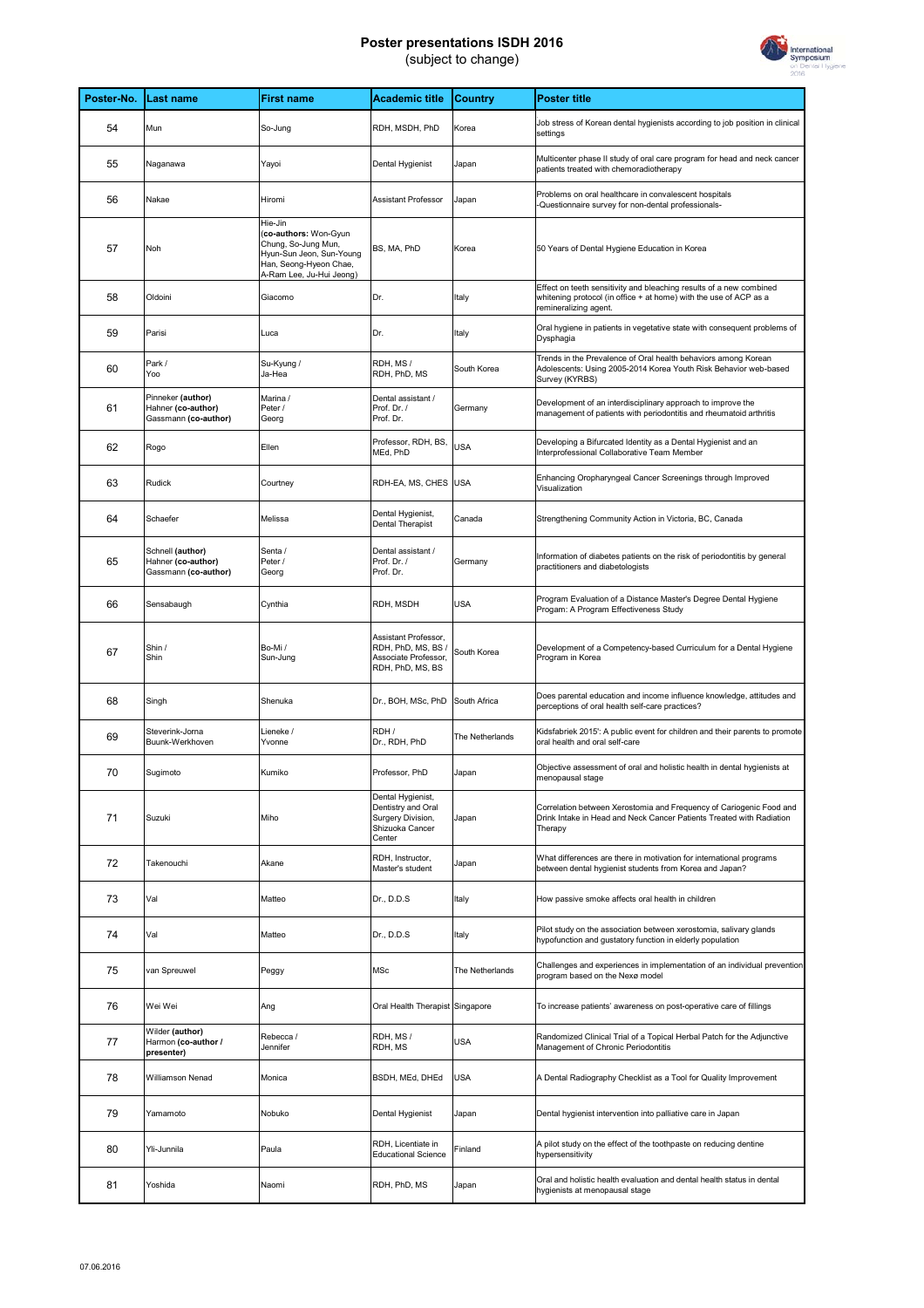# Poster presentations ISDH 2016

(subject to change)

| Poster-No. | Last name | First name | Academic title | Country | Poster title |
|---|---|---|---|---|---|
| 54 | Mun | So-Jung | RDH, MSDH, PhD | Korea | Job stress of Korean dental hygienists according to job position in clinical settings |
| 55 | Naganawa | Yayoi | Dental Hygienist | Japan | Multicenter phase II study of oral care program for head and neck cancer patients treated with chemoradiotherapy |
| 56 | Nakae | Hiromi | Assistant Professor | Japan | Problems on oral healthcare in convalescent hospitals -Questionnaire survey for non-dental professionals- |
| 57 | Noh | Hie-Jin (**co-authors:** Won-Gyun Chung, So-Jung Mun, Hyun-Sun Jeon, Sun-Young Han, Seong-Hyeon Chae, A-Ram Lee, Ju-Hui Jeong) | BS, MA, PhD | Korea | 50 Years of Dental Hygiene Education in Korea |
| 58 | Oldoini | Giacomo | Dr. | Italy | Effect on teeth sensitivity and bleaching results of a new combined whitening protocol (in office + at home) with the use of ACP as a remineralizing agent. |
| 59 | Parisi | Luca | Dr. | Italy | Oral hygiene in patients in vegetative state with consequent problems of Dysphagia |
| 60 | Park / Yoo | Su-Kyung / Ja-Hea | RDH, MS / RDH, PhD, MS | South Korea | Trends in the Prevalence of Oral health behaviors among Korean Adolescents: Using 2005-2014 Korea Youth Risk Behavior web-based Survey (KYRBS) |
| 61 | Pinneker **(author)** Hahner **(co-author)** Gassmann **(co-author)** | Marina / Peter / Georg | Dental assistant / Prof. Dr. / Prof. Dr. | Germany | Development of an interdisciplinary approach to improve the management of patients with periodontitis and rheumatoid arthritis |
| 62 | Rogo | Ellen | Professor, RDH, BS, MEd, PhD | USA | Developing a Bifurcated Identity as a Dental Hygienist and an Interprofessional Collaborative Team Member |
| 63 | Rudick | Courtney | RDH-EA, MS, CHES | USA | Enhancing Oropharyngeal Cancer Screenings through Improved Visualization |
| 64 | Schaefer | Melissa | Dental Hygienist, Dental Therapist | Canada | Strengthening Community Action in Victoria, BC, Canada |
| 65 | Schnell **(author)** Hahner **(co-author)** Gassmann **(co-author)** | Senta / Peter / Georg | Dental assistant / Prof. Dr. / Prof. Dr. | Germany | Information of diabetes patients on the risk of periodontitis by general practitioners and diabetologists |
| 66 | Sensabaugh | Cynthia | RDH, MSDH | USA | Program Evaluation of a Distance Master's Degree Dental Hygiene Progam: A Program Effectiveness Study |
| 67 | Shin / Shin | Bo-Mi / Sun-Jung | Assistant Professor, RDH, PhD, MS, BS / Associate Professor, RDH, PhD, MS, BS | South Korea | Development of a Competency-based Curriculum for a Dental Hygiene Program in Korea |
| 68 | Singh | Shenuka | Dr., BOH, MSc, PhD | South Africa | Does parental education and income influence knowledge, attitudes and perceptions of oral health self-care practices? |
| 69 | Steverink-Jorna Buunk-Werkhoven | Lieneke / Yvonne | RDH / Dr., RDH, PhD | The Netherlands | Kidsfabriek 2015': A public event for children and their parents to promote oral health and oral self-care |
| 70 | Sugimoto | Kumiko | Professor, PhD | Japan | Objective assessment of oral and holistic health in dental hygienists at menopausal stage |
| 71 | Suzuki | Miho | Dental Hygienist, Dentistry and Oral Surgery Division, Shizuoka Cancer Center | Japan | Correlation between Xerostomia and Frequency of Cariogenic Food and Drink Intake in Head and Neck Cancer Patients Treated with Radiation Therapy |
| 72 | Takenouchi | Akane | RDH, Instructor, Master's student | Japan | What differences are there in motivation for international programs between dental hygienist students from Korea and Japan? |
| 73 | Val | Matteo | Dr., D.D.S | Italy | How passive smoke affects oral health in children |
| 74 | Val | Matteo | Dr., D.D.S | Italy | Pilot study on the association between xerostomia, salivary glands hypofunction and gustatory function in elderly population |
| 75 | van Spreuwel | Peggy | MSc | The Netherlands | Challenges and experiences in implementation of an individual prevention program based on the Nexø model |
| 76 | Wei Wei | Ang | Oral Health Therapist | Singapore | To increase patients' awareness on post-operative care of fillings |
| 77 | Wilder **(author)** Harmon **(co-author / presenter)** | Rebecca / Jennifer | RDH, MS / RDH, MS | USA | Randomized Clinical Trial of a Topical Herbal Patch for the Adjunctive Management of Chronic Periodontitis |
| 78 | Williamson Nenad | Monica | BSDH, MEd, DHEd | USA | A Dental Radiography Checklist as a Tool for Quality Improvement |
| 79 | Yamamoto | Nobuko | Dental Hygienist | Japan | Dental hygienist intervention into palliative care in Japan |
| 80 | Yli-Junnila | Paula | RDH, Licentiate in Educational Science | Finland | A pilot study on the effect of the toothpaste on reducing dentine hypersensitivity |
| 81 | Yoshida | Naomi | RDH, PhD, MS | Japan | Oral and holistic health evaluation and dental health status in dental hygienists at menopausal stage |

07.06.2016